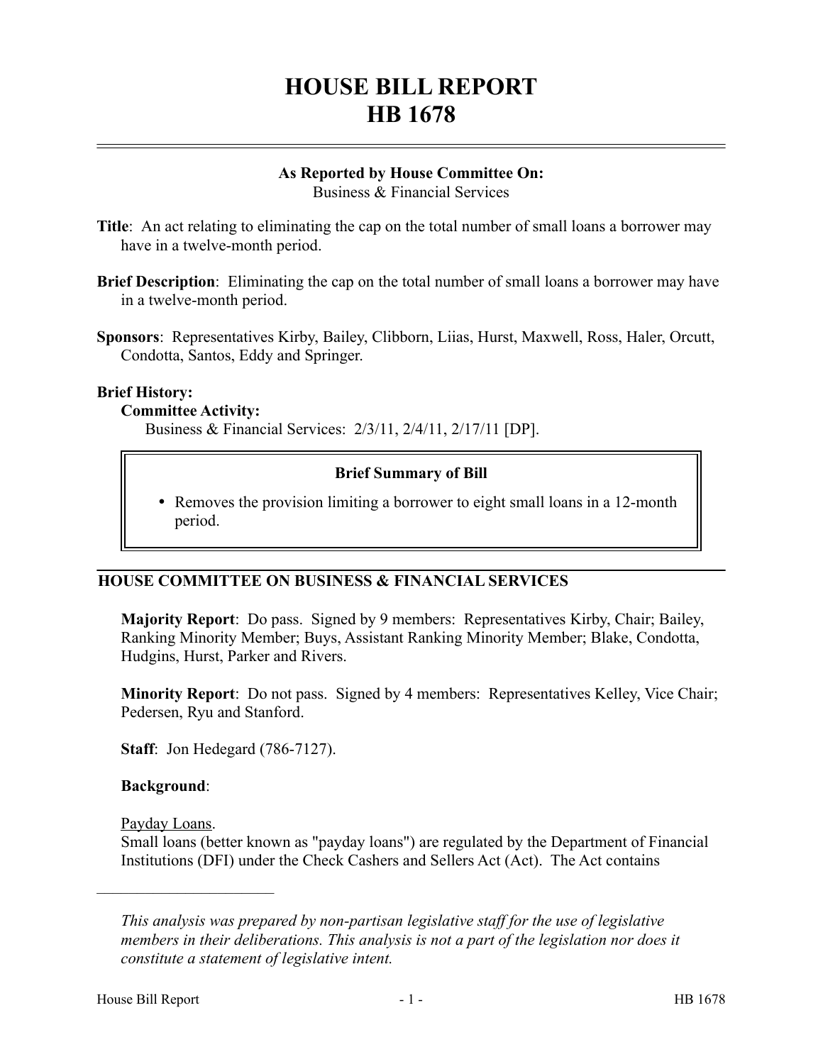# HOUSE BILL REPORT
# HB 1678

**As Reported by House Committee On:**
Business & Financial Services

**Title**: An act relating to eliminating the cap on the total number of small loans a borrower may have in a twelve-month period.

**Brief Description**: Eliminating the cap on the total number of small loans a borrower may have in a twelve-month period.

**Sponsors**: Representatives Kirby, Bailey, Clibborn, Liias, Hurst, Maxwell, Ross, Haler, Orcutt, Condotta, Santos, Eddy and Springer.

**Brief History:**

**Committee Activity:**

Business & Financial Services: 2/3/11, 2/4/11, 2/17/11 [DP].

**Brief Summary of Bill**

- Removes the provision limiting a borrower to eight small loans in a 12-month period.

## HOUSE COMMITTEE ON BUSINESS & FINANCIAL SERVICES

**Majority Report**: Do pass. Signed by 9 members: Representatives Kirby, Chair; Bailey, Ranking Minority Member; Buys, Assistant Ranking Minority Member; Blake, Condotta, Hudgins, Hurst, Parker and Rivers.

**Minority Report**: Do not pass. Signed by 4 members: Representatives Kelley, Vice Chair; Pedersen, Ryu and Stanford.

**Staff**: Jon Hedegard (786-7127).

**Background**:

Payday Loans.

Small loans (better known as "payday loans") are regulated by the Department of Financial Institutions (DFI) under the Check Cashers and Sellers Act (Act). The Act contains

---

*This analysis was prepared by non-partisan legislative staff for the use of legislative members in their deliberations. This analysis is not a part of the legislation nor does it constitute a statement of legislative intent.*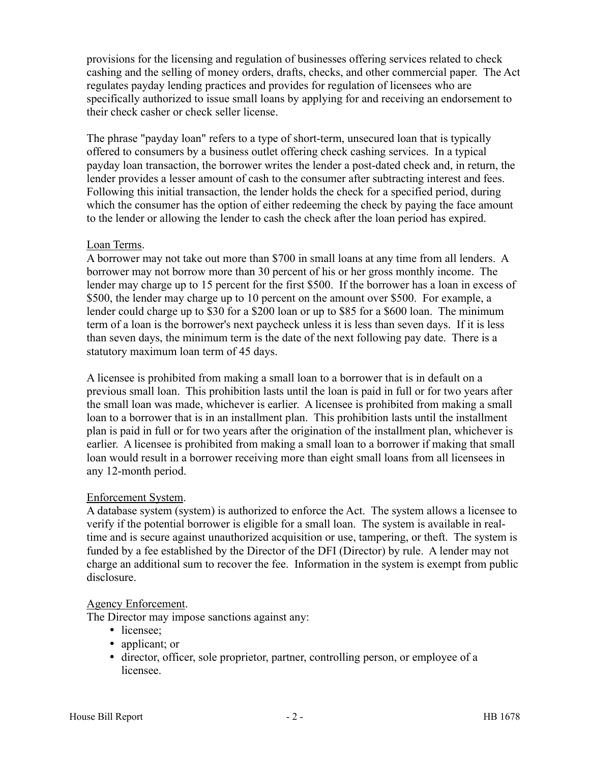provisions for the licensing and regulation of businesses offering services related to check cashing and the selling of money orders, drafts, checks, and other commercial paper. The Act regulates payday lending practices and provides for regulation of licensees who are specifically authorized to issue small loans by applying for and receiving an endorsement to their check casher or check seller license.

The phrase "payday loan" refers to a type of short-term, unsecured loan that is typically offered to consumers by a business outlet offering check cashing services. In a typical payday loan transaction, the borrower writes the lender a post-dated check and, in return, the lender provides a lesser amount of cash to the consumer after subtracting interest and fees. Following this initial transaction, the lender holds the check for a specified period, during which the consumer has the option of either redeeming the check by paying the face amount to the lender or allowing the lender to cash the check after the loan period has expired.

Loan Terms.
A borrower may not take out more than $700 in small loans at any time from all lenders. A borrower may not borrow more than 30 percent of his or her gross monthly income. The lender may charge up to 15 percent for the first $500. If the borrower has a loan in excess of $500, the lender may charge up to 10 percent on the amount over $500. For example, a lender could charge up to $30 for a $200 loan or up to $85 for a $600 loan. The minimum term of a loan is the borrower's next paycheck unless it is less than seven days. If it is less than seven days, the minimum term is the date of the next following pay date. There is a statutory maximum loan term of 45 days.

A licensee is prohibited from making a small loan to a borrower that is in default on a previous small loan. This prohibition lasts until the loan is paid in full or for two years after the small loan was made, whichever is earlier. A licensee is prohibited from making a small loan to a borrower that is in an installment plan. This prohibition lasts until the installment plan is paid in full or for two years after the origination of the installment plan, whichever is earlier. A licensee is prohibited from making a small loan to a borrower if making that small loan would result in a borrower receiving more than eight small loans from all licensees in any 12-month period.

Enforcement System.
A database system (system) is authorized to enforce the Act. The system allows a licensee to verify if the potential borrower is eligible for a small loan. The system is available in real-time and is secure against unauthorized acquisition or use, tampering, or theft. The system is funded by a fee established by the Director of the DFI (Director) by rule. A lender may not charge an additional sum to recover the fee. Information in the system is exempt from public disclosure.

Agency Enforcement.
The Director may impose sanctions against any:

- licensee;
- applicant; or
- director, officer, sole proprietor, partner, controlling person, or employee of a licensee.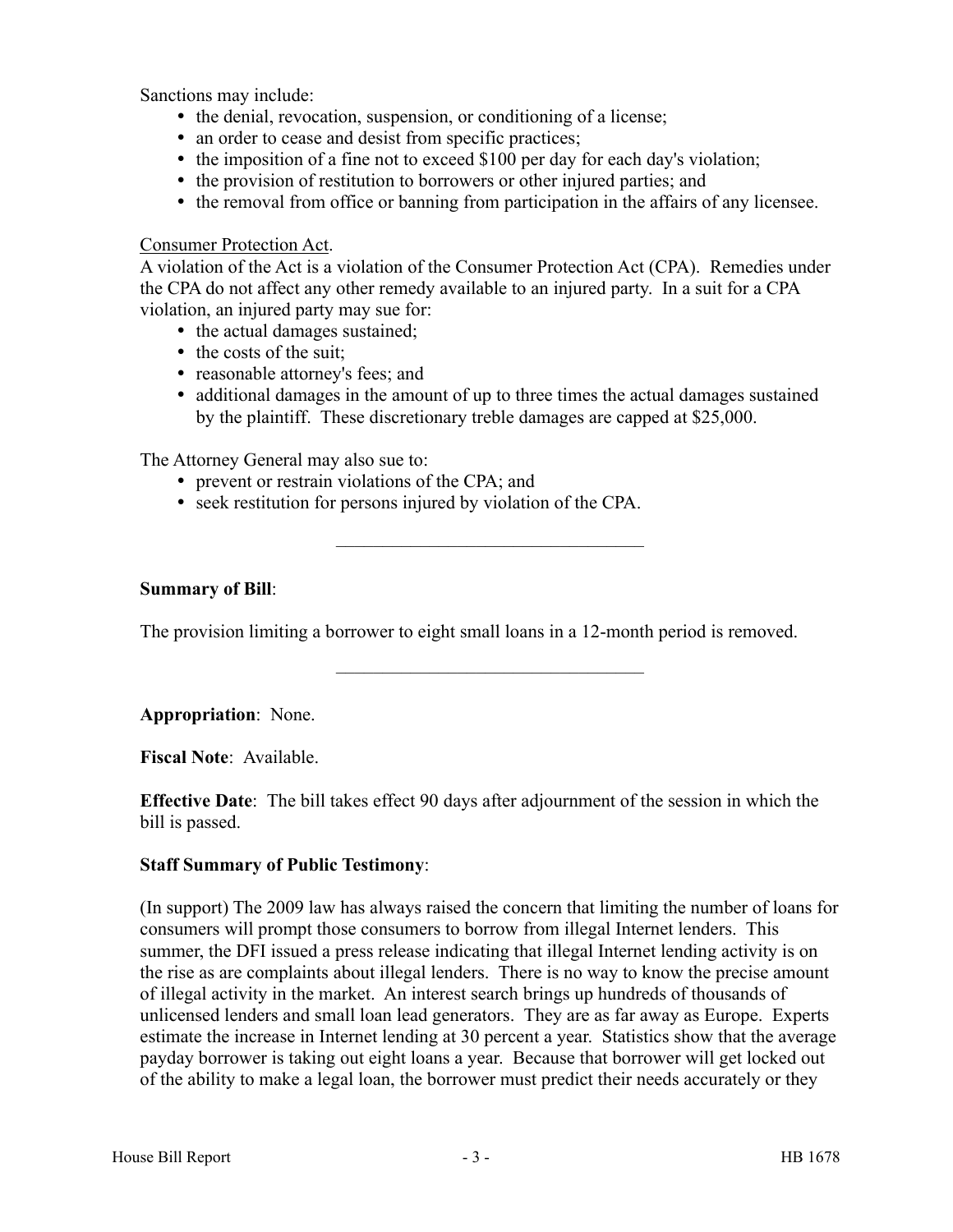Sanctions may include:

- the denial, revocation, suspension, or conditioning of a license;
- an order to cease and desist from specific practices;
- the imposition of a fine not to exceed $100 per day for each day's violation;
- the provision of restitution to borrowers or other injured parties; and
- the removal from office or banning from participation in the affairs of any licensee.

Consumer Protection Act.

A violation of the Act is a violation of the Consumer Protection Act (CPA). Remedies under the CPA do not affect any other remedy available to an injured party. In a suit for a CPA violation, an injured party may sue for:

- the actual damages sustained;
- the costs of the suit;
- reasonable attorney's fees; and
- additional damages in the amount of up to three times the actual damages sustained by the plaintiff. These discretionary treble damages are capped at $25,000.

The Attorney General may also sue to:

- prevent or restrain violations of the CPA; and
- seek restitution for persons injured by violation of the CPA.

---

**Summary of Bill**:

The provision limiting a borrower to eight small loans in a 12-month period is removed.

---

**Appropriation**: None.

**Fiscal Note**: Available.

**Effective Date**: The bill takes effect 90 days after adjournment of the session in which the bill is passed.

**Staff Summary of Public Testimony**:

(In support) The 2009 law has always raised the concern that limiting the number of loans for consumers will prompt those consumers to borrow from illegal Internet lenders. This summer, the DFI issued a press release indicating that illegal Internet lending activity is on the rise as are complaints about illegal lenders. There is no way to know the precise amount of illegal activity in the market. An interest search brings up hundreds of thousands of unlicensed lenders and small loan lead generators. They are as far away as Europe. Experts estimate the increase in Internet lending at 30 percent a year. Statistics show that the average payday borrower is taking out eight loans a year. Because that borrower will get locked out of the ability to make a legal loan, the borrower must predict their needs accurately or they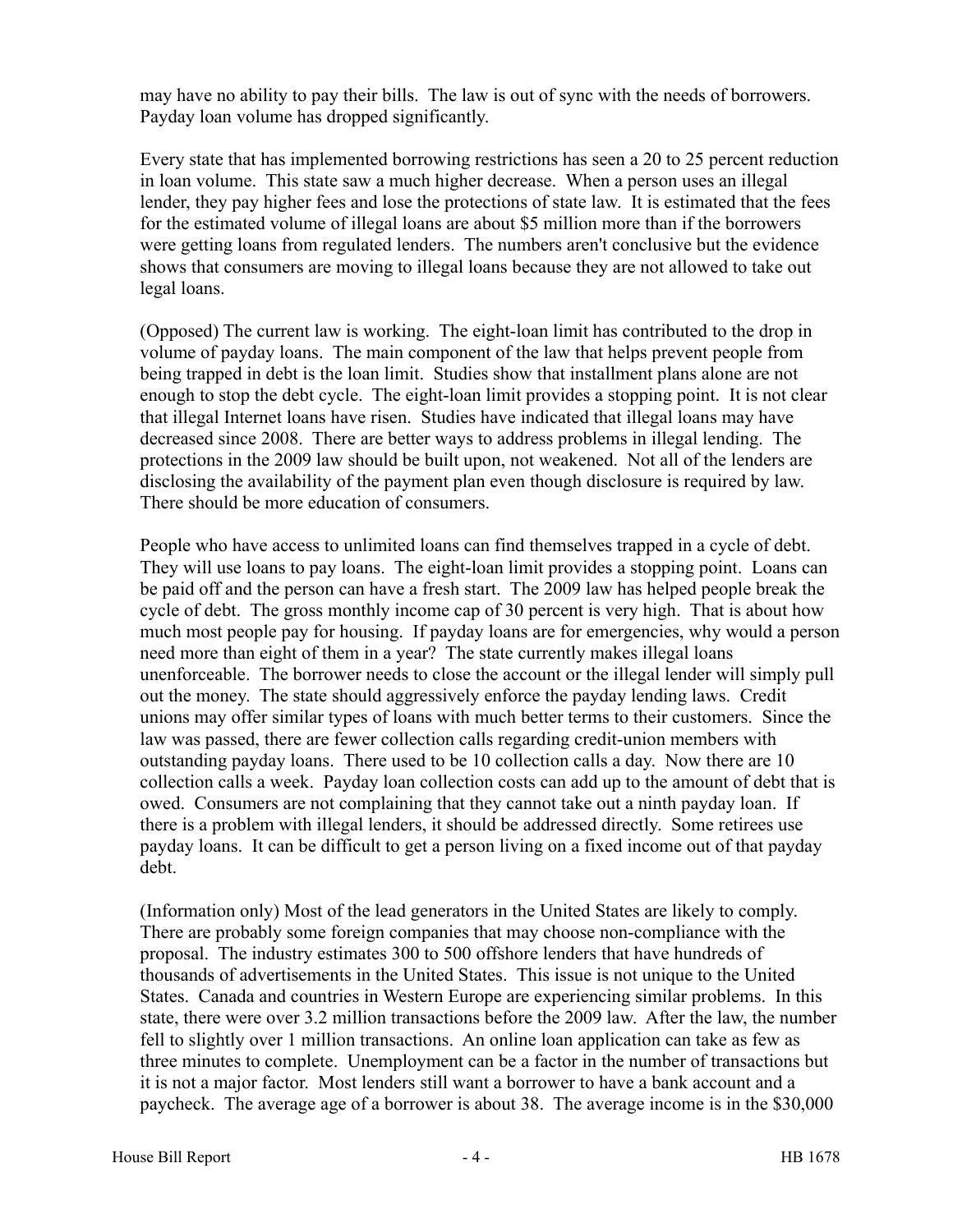may have no ability to pay their bills. The law is out of sync with the needs of borrowers. Payday loan volume has dropped significantly.

Every state that has implemented borrowing restrictions has seen a 20 to 25 percent reduction in loan volume. This state saw a much higher decrease. When a person uses an illegal lender, they pay higher fees and lose the protections of state law. It is estimated that the fees for the estimated volume of illegal loans are about $5 million more than if the borrowers were getting loans from regulated lenders. The numbers aren't conclusive but the evidence shows that consumers are moving to illegal loans because they are not allowed to take out legal loans.

(Opposed) The current law is working. The eight-loan limit has contributed to the drop in volume of payday loans. The main component of the law that helps prevent people from being trapped in debt is the loan limit. Studies show that installment plans alone are not enough to stop the debt cycle. The eight-loan limit provides a stopping point. It is not clear that illegal Internet loans have risen. Studies have indicated that illegal loans may have decreased since 2008. There are better ways to address problems in illegal lending. The protections in the 2009 law should be built upon, not weakened. Not all of the lenders are disclosing the availability of the payment plan even though disclosure is required by law. There should be more education of consumers.

People who have access to unlimited loans can find themselves trapped in a cycle of debt. They will use loans to pay loans. The eight-loan limit provides a stopping point. Loans can be paid off and the person can have a fresh start. The 2009 law has helped people break the cycle of debt. The gross monthly income cap of 30 percent is very high. That is about how much most people pay for housing. If payday loans are for emergencies, why would a person need more than eight of them in a year? The state currently makes illegal loans unenforceable. The borrower needs to close the account or the illegal lender will simply pull out the money. The state should aggressively enforce the payday lending laws. Credit unions may offer similar types of loans with much better terms to their customers. Since the law was passed, there are fewer collection calls regarding credit-union members with outstanding payday loans. There used to be 10 collection calls a day. Now there are 10 collection calls a week. Payday loan collection costs can add up to the amount of debt that is owed. Consumers are not complaining that they cannot take out a ninth payday loan. If there is a problem with illegal lenders, it should be addressed directly. Some retirees use payday loans. It can be difficult to get a person living on a fixed income out of that payday debt.

(Information only) Most of the lead generators in the United States are likely to comply. There are probably some foreign companies that may choose non-compliance with the proposal. The industry estimates 300 to 500 offshore lenders that have hundreds of thousands of advertisements in the United States. This issue is not unique to the United States. Canada and countries in Western Europe are experiencing similar problems. In this state, there were over 3.2 million transactions before the 2009 law. After the law, the number fell to slightly over 1 million transactions. An online loan application can take as few as three minutes to complete. Unemployment can be a factor in the number of transactions but it is not a major factor. Most lenders still want a borrower to have a bank account and a paycheck. The average age of a borrower is about 38. The average income is in the $30,000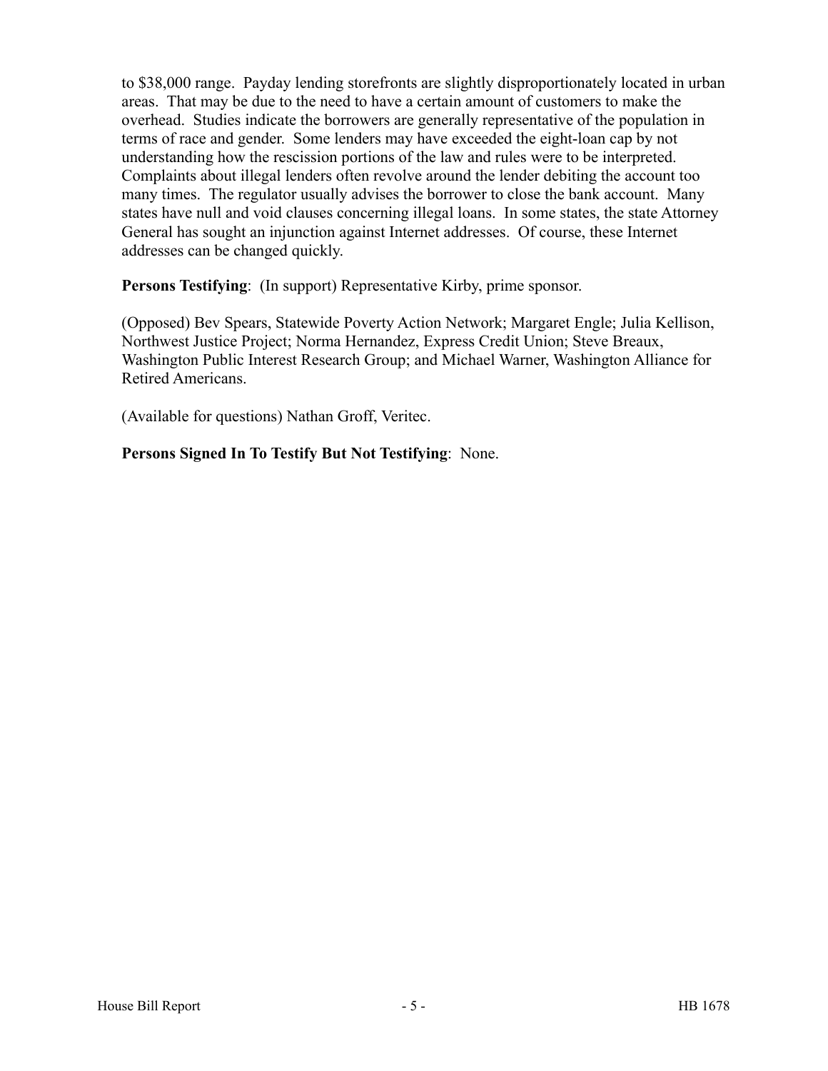to $38,000 range. Payday lending storefronts are slightly disproportionately located in urban areas. That may be due to the need to have a certain amount of customers to make the overhead. Studies indicate the borrowers are generally representative of the population in terms of race and gender. Some lenders may have exceeded the eight-loan cap by not understanding how the rescission portions of the law and rules were to be interpreted. Complaints about illegal lenders often revolve around the lender debiting the account too many times. The regulator usually advises the borrower to close the bank account. Many states have null and void clauses concerning illegal loans. In some states, the state Attorney General has sought an injunction against Internet addresses. Of course, these Internet addresses can be changed quickly.

**Persons Testifying**: (In support) Representative Kirby, prime sponsor.

(Opposed) Bev Spears, Statewide Poverty Action Network; Margaret Engle; Julia Kellison, Northwest Justice Project; Norma Hernandez, Express Credit Union; Steve Breaux, Washington Public Interest Research Group; and Michael Warner, Washington Alliance for Retired Americans.

(Available for questions) Nathan Groff, Veritec.

**Persons Signed In To Testify But Not Testifying**: None.